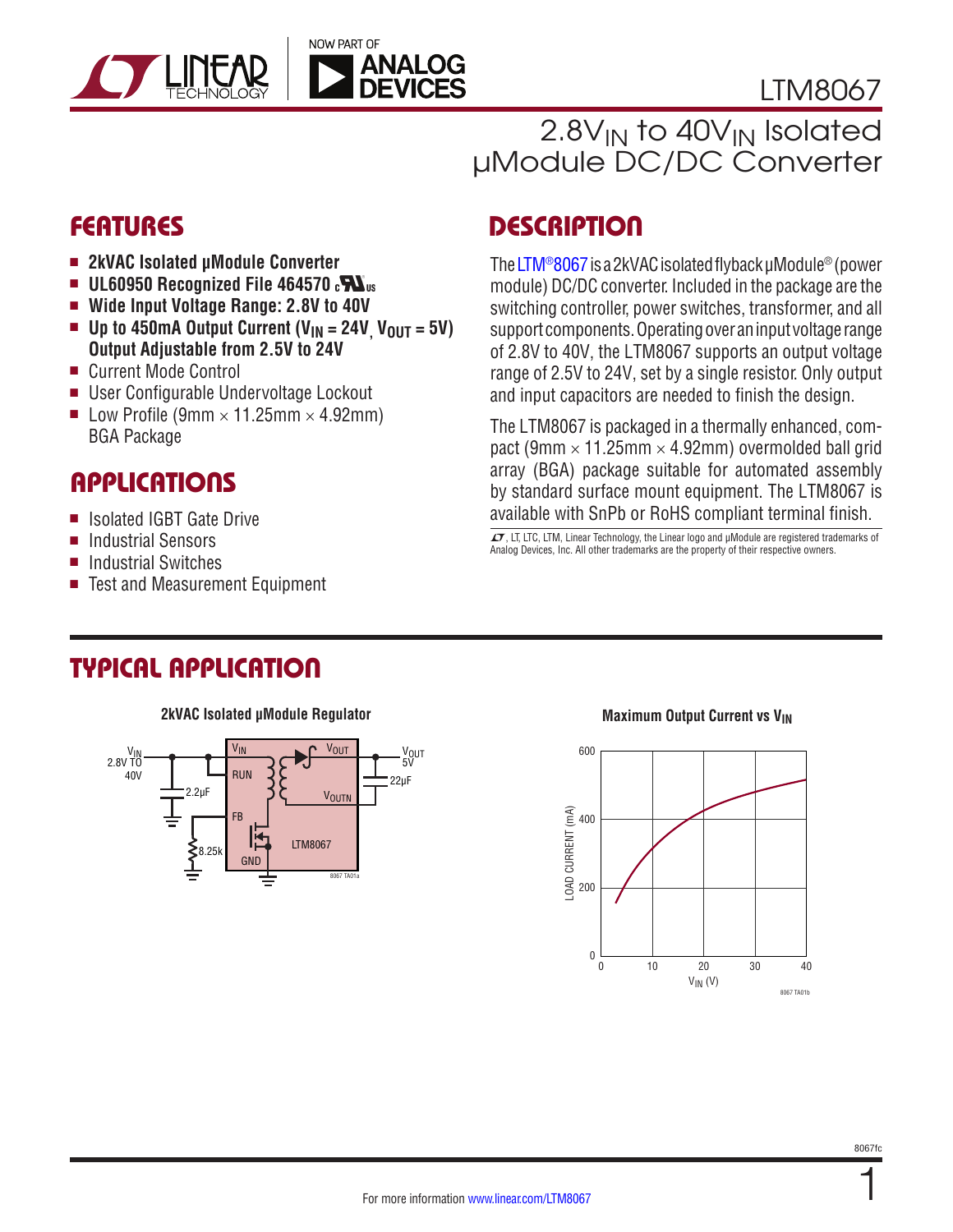# LTM8067

## $2.8V_{IN}$ to $40V_{IN}$ Isolated µModule DC/DC Converter

## FEATURES

- **2kVAC Isolated µModule Converter**
- **UL60950 Recognized File 464570**
- **Wide Input Voltage Range: 2.8V to 40V**
- **Up to 450mA Output Current ($V_{IN}$ = 24V, $V_{OUT}$ = 5V) Output Adjustable from 2.5V to 24V**
- Current Mode Control
- User Configurable Undervoltage Lockout
- Low Profile (9mm × 11.25mm × 4.92mm) BGA Package

## APPLICATIONS

- Isolated IGBT Gate Drive
- Industrial Sensors
- Industrial Switches
- Test and Measurement Equipment

## DESCRIPTION

The LTM®8067 is a 2kVAC isolated flyback µModule® (power module) DC/DC converter. Included in the package are the switching controller, power switches, transformer, and all support components. Operating over an input voltage range of 2.8V to 40V, the LTM8067 supports an output voltage range of 2.5V to 24V, set by a single resistor. Only output and input capacitors are needed to finish the design.

The LTM8067 is packaged in a thermally enhanced, compact (9mm × 11.25mm × 4.92mm) overmolded ball grid array (BGA) package suitable for automated assembly by standard surface mount equipment. The LTM8067 is available with SnPb or RoHS compliant terminal finish.

LT, LTC, LTM, Linear Technology, the Linear logo and µModule are registered trademarks of Analog Devices, Inc. All other trademarks are the property of their respective owners.

## TYPICAL APPLICATION

**2kVAC Isolated µModule Regulator**

**Maximum Output Current vs $V_{IN}$**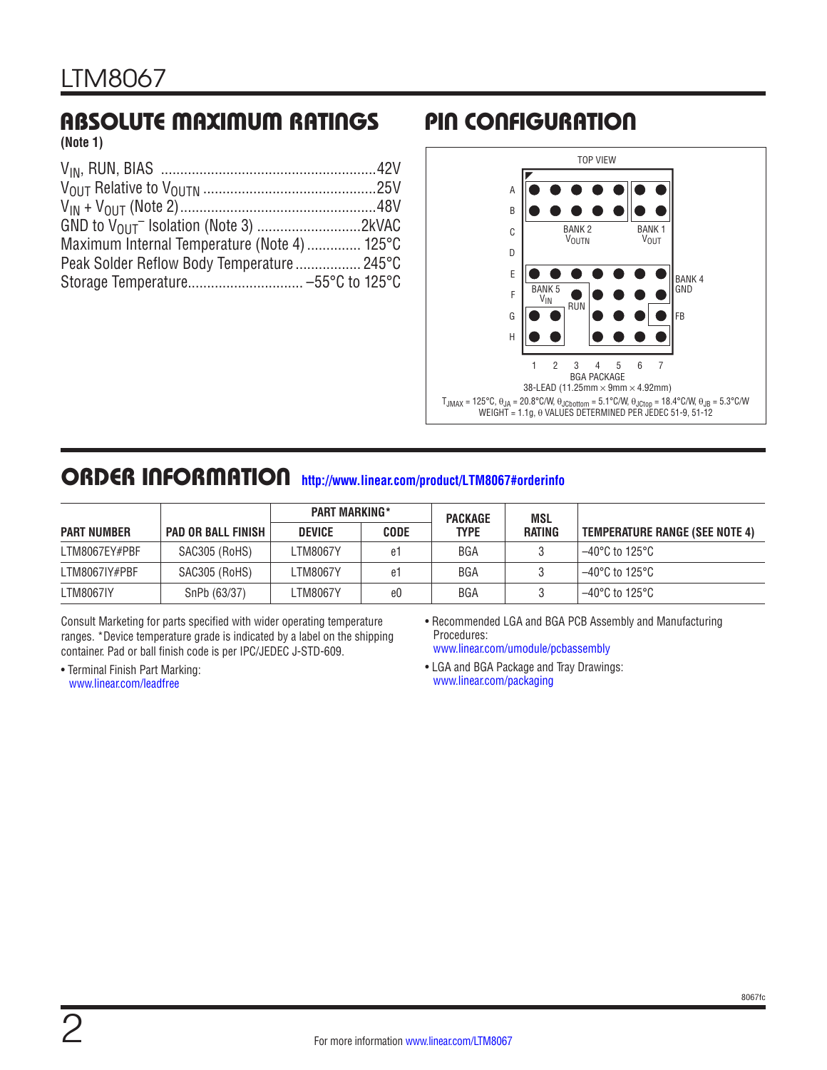## ABSOLUTE MAXIMUM RATINGS

**(Note 1)**

$V_{IN}$, RUN, BIAS ........................................................42V
$V_{OUT}$ Relative to $V_{OUTN}$ ...............................................25V
$V_{IN}$ + $V_{OUT}$ (Note 2)....................................................48V
GND to $V_{OUT}^{-}$ Isolation (Note 3) ............................2kVAC
Maximum Internal Temperature (Note 4) .............. 125°C
Peak Solder Reflow Body Temperature ................. 245°C
Storage Temperature.............................. –55°C to 125°C

## PIN CONFIGURATION

TOP VIEW

BANK 2 $V_{OUTN}$ | BANK 1 $V_{OUT}$ | BANK 4 GND | BANK 5 $V_{IN}$ | RUN | FB

Rows: A, B, C, D, E, F, G, H; Columns: 1, 2, 3, 4, 5, 6, 7

BGA PACKAGE
38-LEAD (11.25mm × 9mm × 4.92mm)

$T_{JMAX}$ = 125°C, $\theta_{JA}$ = 20.8°C/W, $\theta_{JCbottom}$ = 5.1°C/W, $\theta_{JCtop}$ = 18.4°C/W, $\theta_{JB}$ = 5.3°C/W
WEIGHT = 1.1g, θ VALUES DETERMINED PER JEDEC 51-9, 51-12

## ORDER INFORMATION http://www.linear.com/product/LTM8067#orderinfo

| PART NUMBER | PAD OR BALL FINISH | PART MARKING* | | PACKAGE TYPE | MSL RATING | TEMPERATURE RANGE (SEE NOTE 4) |
|---|---|---|---|---|---|---|
| | | DEVICE | CODE | | | |
| LTM8067EY#PBF | SAC305 (RoHS) | LTM8067Y | e1 | BGA | 3 | –40°C to 125°C |
| LTM8067IY#PBF | SAC305 (RoHS) | LTM8067Y | e1 | BGA | 3 | –40°C to 125°C |
| LTM8067IY | SnPb (63/37) | LTM8067Y | e0 | BGA | 3 | –40°C to 125°C |

Consult Marketing for parts specified with wider operating temperature ranges. *Device temperature grade is indicated by a label on the shipping container. Pad or ball finish code is per IPC/JEDEC J-STD-609.

- Terminal Finish Part Marking:
  www.linear.com/leadfree
- Recommended LGA and BGA PCB Assembly and Manufacturing Procedures:
  www.linear.com/umodule/pcbassembly
- LGA and BGA Package and Tray Drawings:
  www.linear.com/packaging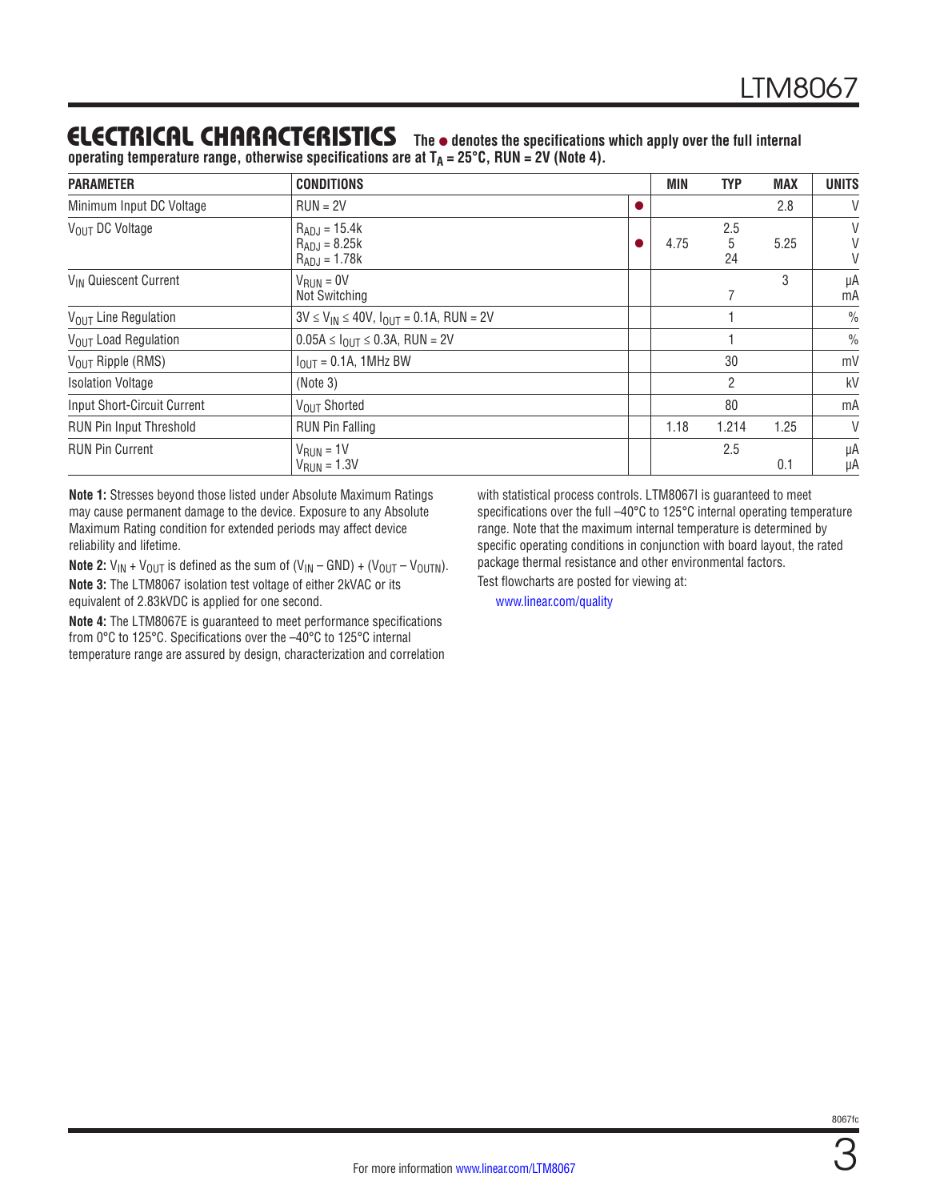## ELECTRICAL CHARACTERISTICS

**The ● denotes the specifications which apply over the full internal operating temperature range, otherwise specifications are at $T_A$ = 25°C, RUN = 2V (Note 4).**

| PARAMETER | CONDITIONS | | MIN | TYP | MAX | UNITS |
|---|---|---|---|---|---|---|
| Minimum Input DC Voltage | RUN = 2V | ● | | | 2.8 | V |
| $V_{OUT}$ DC Voltage | $R_{ADJ}$ = 15.4k<br>$R_{ADJ}$ = 8.25k<br>$R_{ADJ}$ = 1.78k | ● | <br>4.75<br> | 2.5<br>5<br>24 | <br>5.25<br> | V<br>V<br>V |
| $V_{IN}$ Quiescent Current | $V_{RUN}$ = 0V<br>Not Switching | | | <br>7 | 3<br> | µA<br>mA |
| $V_{OUT}$ Line Regulation | 3V ≤ $V_{IN}$ ≤ 40V, $I_{OUT}$ = 0.1A, RUN = 2V | | | 1 | | % |
| $V_{OUT}$ Load Regulation | 0.05A ≤ $I_{OUT}$ ≤ 0.3A, RUN = 2V | | | 1 | | % |
| $V_{OUT}$ Ripple (RMS) | $I_{OUT}$ = 0.1A, 1MHz BW | | | 30 | | mV |
| Isolation Voltage | (Note 3) | | | 2 | | kV |
| Input Short-Circuit Current | $V_{OUT}$ Shorted | | | 80 | | mA |
| RUN Pin Input Threshold | RUN Pin Falling | | 1.18 | 1.214 | 1.25 | V |
| RUN Pin Current | $V_{RUN}$ = 1V<br>$V_{RUN}$ = 1.3V | | | 2.5<br> | <br>0.1 | µA<br>µA |

**Note 1:** Stresses beyond those listed under Absolute Maximum Ratings may cause permanent damage to the device. Exposure to any Absolute Maximum Rating condition for extended periods may affect device reliability and lifetime.

**Note 2:** $V_{IN}$ + $V_{OUT}$ is defined as the sum of ($V_{IN}$ – GND) + ($V_{OUT}$ – $V_{OUTN}$).

**Note 3:** The LTM8067 isolation test voltage of either 2kVAC or its equivalent of 2.83kVDC is applied for one second.

**Note 4:** The LTM8067E is guaranteed to meet performance specifications from 0°C to 125°C. Specifications over the –40°C to 125°C internal temperature range are assured by design, characterization and correlation with statistical process controls. LTM8067I is guaranteed to meet specifications over the full –40°C to 125°C internal operating temperature range. Note that the maximum internal temperature is determined by specific operating conditions in conjunction with board layout, the rated package thermal resistance and other environmental factors.

Test flowcharts are posted for viewing at:

www.linear.com/quality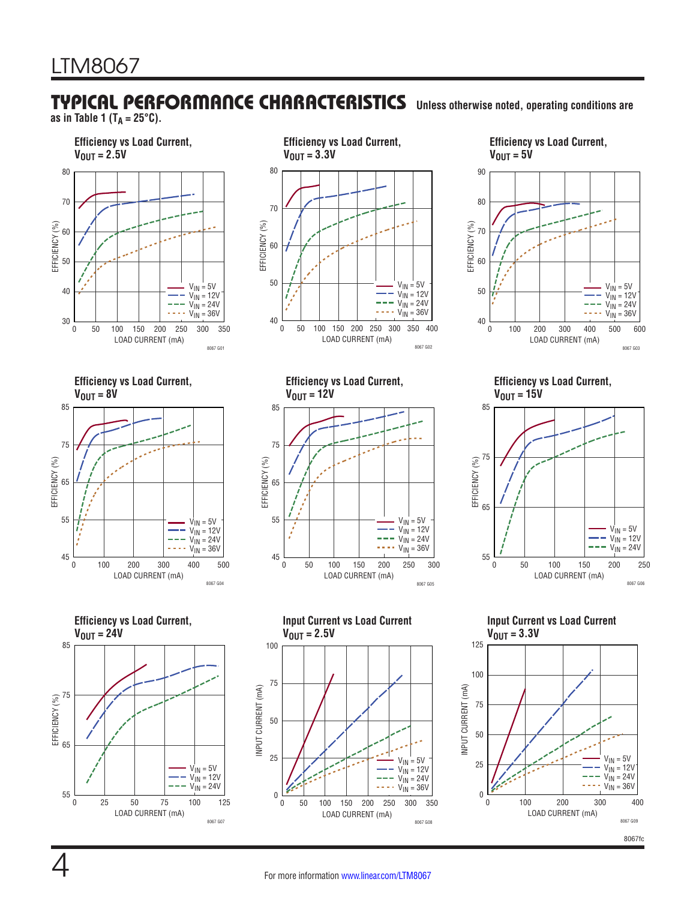## TYPICAL PERFORMANCE CHARACTERISTICS

Unless otherwise noted, operating conditions are as in Table 1 ($T_A$ = 25°C).

**Efficiency vs Load Current, $V_{OUT}$ = 2.5V**

8067 G01

**Efficiency vs Load Current, $V_{OUT}$ = 3.3V**

8067 G02

**Efficiency vs Load Current, $V_{OUT}$ = 5V**

8067 G03

**Efficiency vs Load Current, $V_{OUT}$ = 8V**

8067 G04

**Efficiency vs Load Current, $V_{OUT}$ = 12V**

8067 G05

**Efficiency vs Load Current, $V_{OUT}$ = 15V**

8067 G06

**Efficiency vs Load Current, $V_{OUT}$ = 24V**

8067 G07

**Input Current vs Load Current $V_{OUT}$ = 2.5V**

8067 G08

**Input Current vs Load Current $V_{OUT}$ = 3.3V**

8067 G09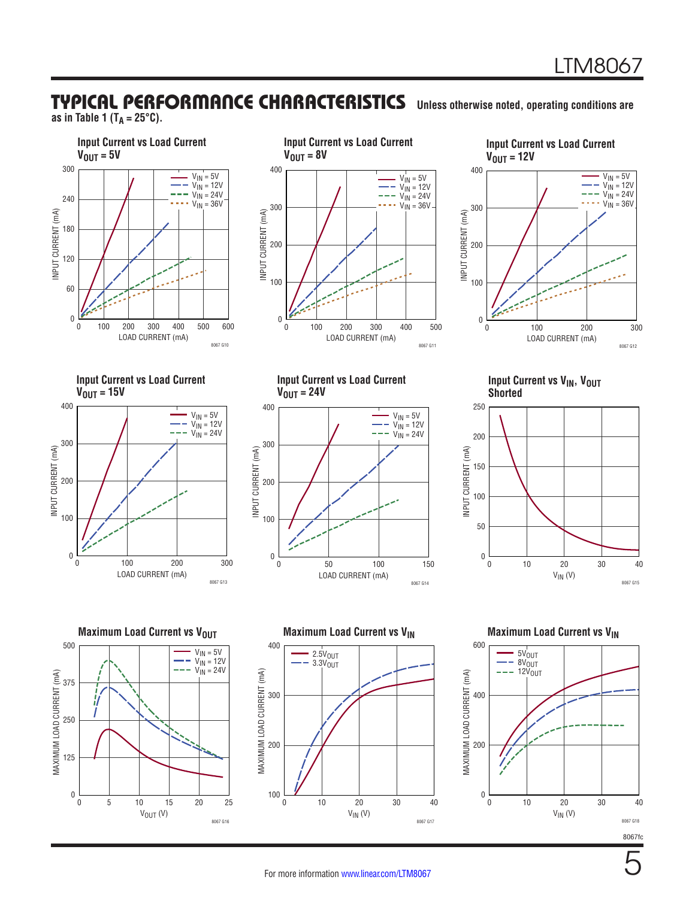## TYPICAL PERFORMANCE CHARACTERISTICS

Unless otherwise noted, operating conditions are as in Table 1 ($T_A = 25°C$).

**Input Current vs Load Current $V_{OUT}$ = 5V**

8067 G10

**Input Current vs Load Current $V_{OUT}$ = 8V**

8067 G11

**Input Current vs Load Current $V_{OUT}$ = 12V**

8067 G12

**Input Current vs Load Current $V_{OUT}$ = 15V**

8067 G13

**Input Current vs Load Current $V_{OUT}$ = 24V**

8067 G14

**Input Current vs $V_{IN}$, $V_{OUT}$ Shorted**

8067 G15

**Maximum Load Current vs $V_{OUT}$**

8067 G16

**Maximum Load Current vs $V_{IN}$**

8067 G17

**Maximum Load Current vs $V_{IN}$**

8067 G18

8067fc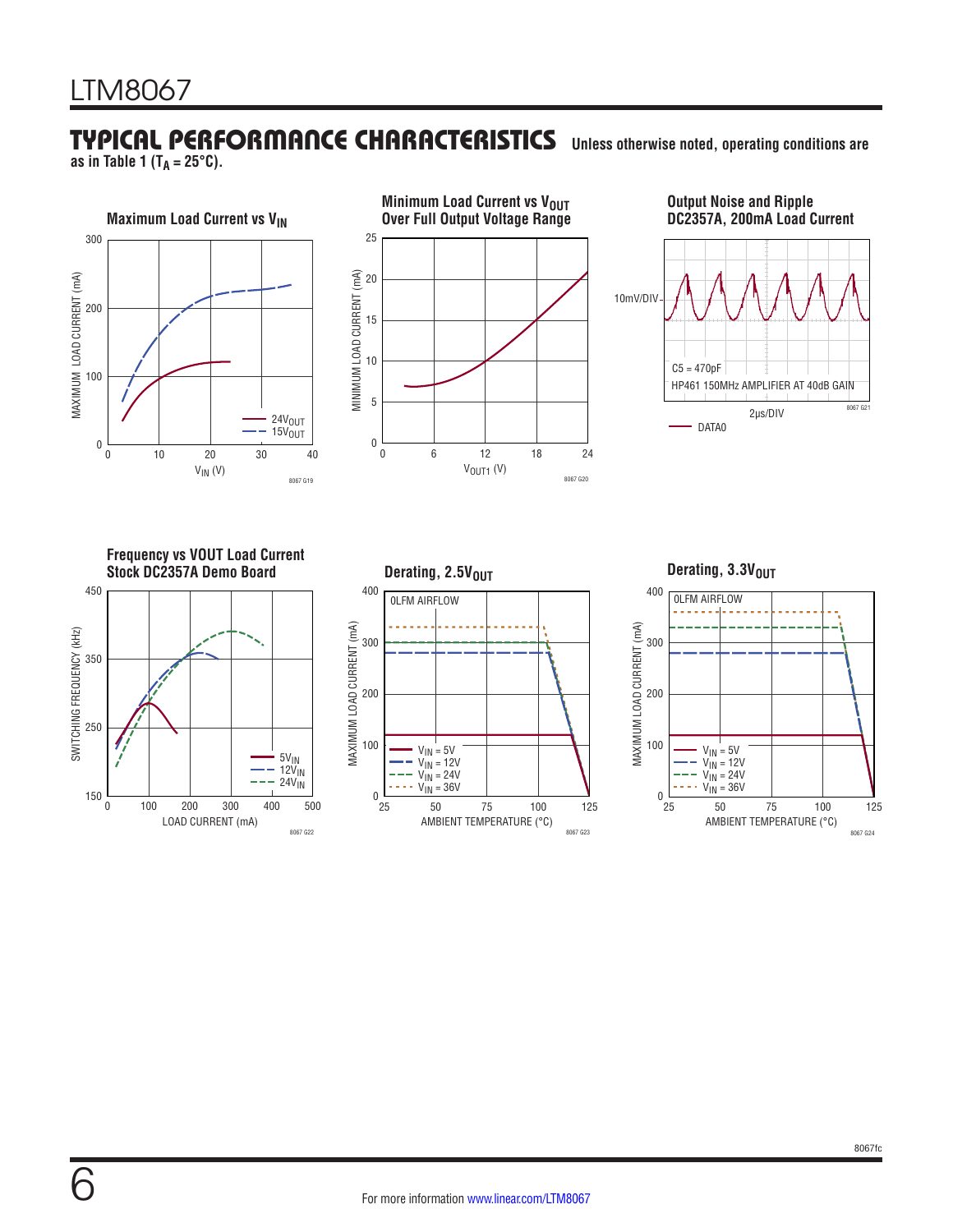## TYPICAL PERFORMANCE CHARACTERISTICS

Unless otherwise noted, operating conditions are as in Table 1 ($T_A$ = 25°C).

**Maximum Load Current vs $V_{IN}$**

MAXIMUM LOAD CURRENT (mA) vs $V_{IN}$ (V)

24$V_{OUT}$
15$V_{OUT}$

8067 G19

**Minimum Load Current vs $V_{OUT}$ Over Full Output Voltage Range**

MINIMUM LOAD CURRENT (mA) vs $V_{OUT1}$ (V)

8067 G20

**Output Noise and Ripple DC2357A, 200mA Load Current**

10mV/DIV

C5 = 470pF

HP461 150MHz AMPLIFIER AT 40dB GAIN

2μs/DIV

DATA0

8067 G21

**Frequency vs VOUT Load Current Stock DC2357A Demo Board**

SWITCHING FREQUENCY (kHz) vs LOAD CURRENT (mA)

5$V_{IN}$
12$V_{IN}$
24$V_{IN}$

8067 G22

**Derating, 2.5$V_{OUT}$**

0LFM AIRFLOW

MAXIMUM LOAD CURRENT (mA) vs AMBIENT TEMPERATURE (°C)

$V_{IN}$ = 5V
$V_{IN}$ = 12V
$V_{IN}$ = 24V
$V_{IN}$ = 36V

8067 G23

**Derating, 3.3$V_{OUT}$**

0LFM AIRFLOW

MAXIMUM LOAD CURRENT (mA) vs AMBIENT TEMPERATURE (°C)

$V_{IN}$ = 5V
$V_{IN}$ = 12V
$V_{IN}$ = 24V
$V_{IN}$ = 36V

8067 G24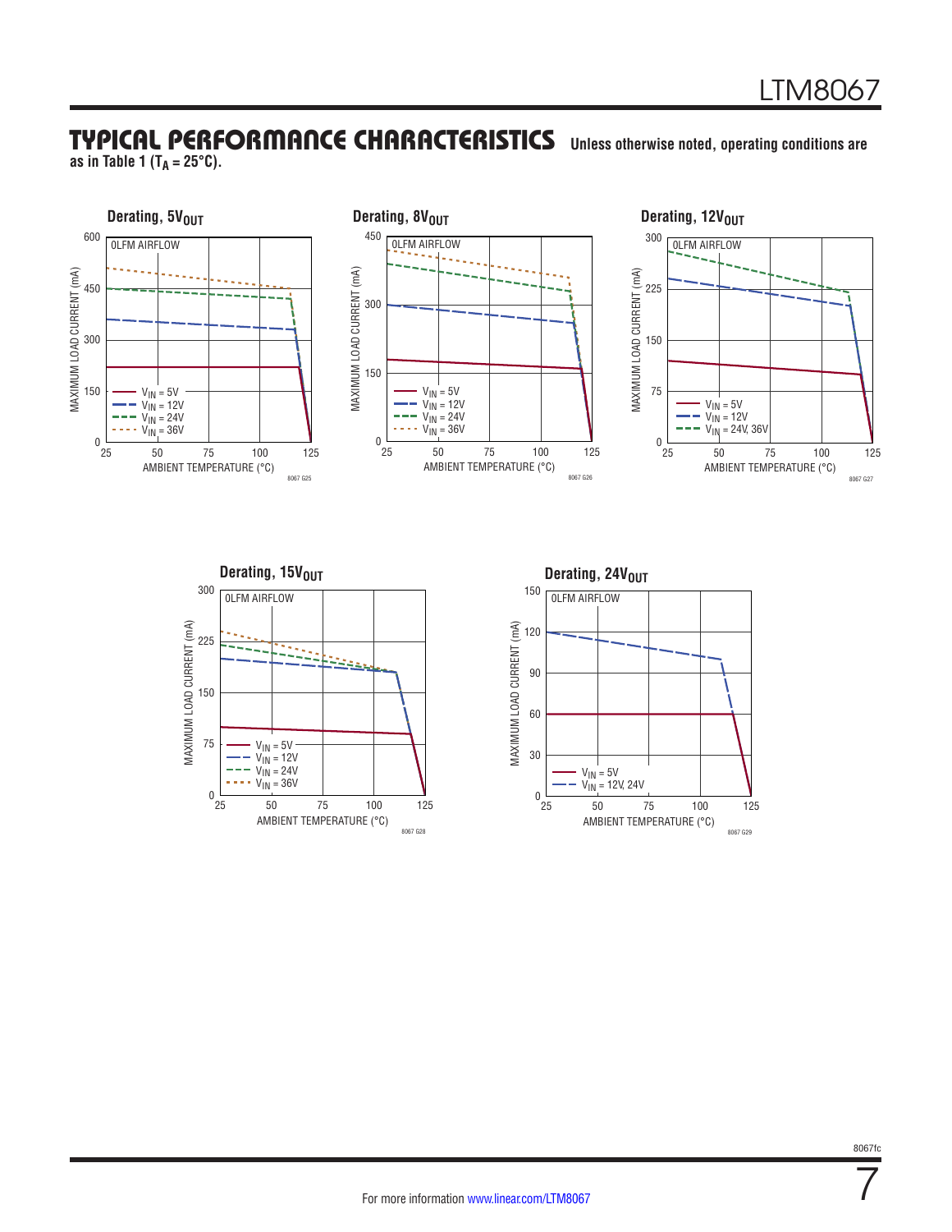## TYPICAL PERFORMANCE CHARACTERISTICS

Unless otherwise noted, operating conditions are as in Table 1 ($T_A$ = 25°C).

**Derating, $5V_{OUT}$**

0LFM AIRFLOW

MAXIMUM LOAD CURRENT (mA) vs. AMBIENT TEMPERATURE (°C)

$V_{IN}$ = 5V, $V_{IN}$ = 12V, $V_{IN}$ = 24V, $V_{IN}$ = 36V

8067 G25

**Derating, $8V_{OUT}$**

0LFM AIRFLOW

MAXIMUM LOAD CURRENT (mA) vs. AMBIENT TEMPERATURE (°C)

$V_{IN}$ = 5V, $V_{IN}$ = 12V, $V_{IN}$ = 24V, $V_{IN}$ = 36V

8067 G26

**Derating, $12V_{OUT}$**

0LFM AIRFLOW

MAXIMUM LOAD CURRENT (mA) vs. AMBIENT TEMPERATURE (°C)

$V_{IN}$ = 5V, $V_{IN}$ = 12V, $V_{IN}$ = 24V, 36V

8067 G27

**Derating, $15V_{OUT}$**

0LFM AIRFLOW

MAXIMUM LOAD CURRENT (mA) vs. AMBIENT TEMPERATURE (°C)

$V_{IN}$ = 5V, $V_{IN}$ = 12V, $V_{IN}$ = 24V, $V_{IN}$ = 36V

8067 G28

**Derating, $24V_{OUT}$**

0LFM AIRFLOW

MAXIMUM LOAD CURRENT (mA) vs. AMBIENT TEMPERATURE (°C)

$V_{IN}$ = 5V, $V_{IN}$ = 12V, 24V

8067 G29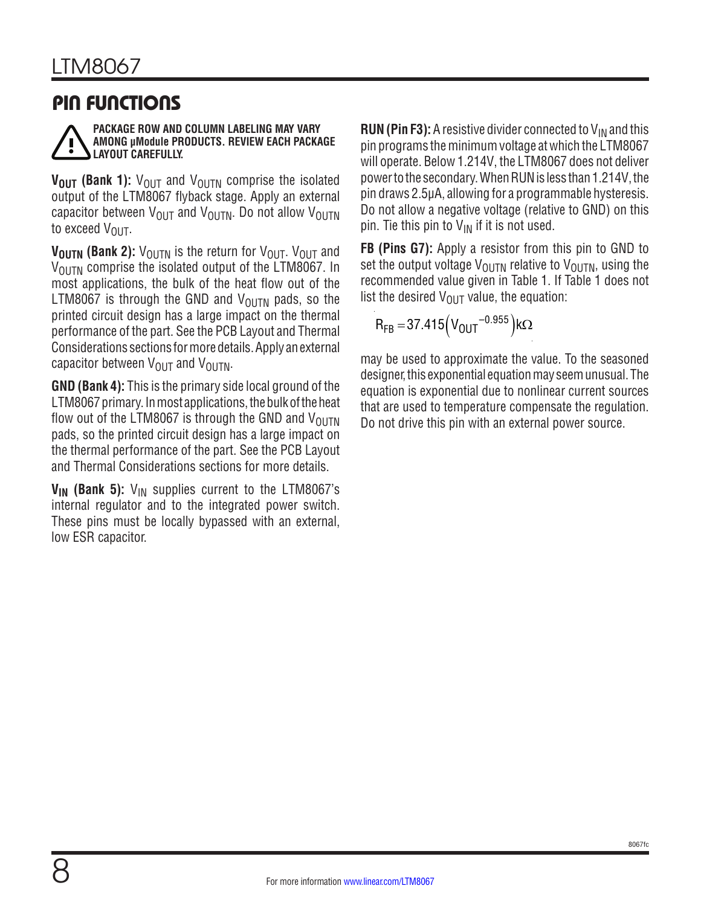## PIN FUNCTIONS

**PACKAGE ROW AND COLUMN LABELING MAY VARY AMONG µModule PRODUCTS. REVIEW EACH PACKAGE LAYOUT CAREFULLY.**

**$V_{OUT}$ (Bank 1):** $V_{OUT}$ and $V_{OUTN}$ comprise the isolated output of the LTM8067 flyback stage. Apply an external capacitor between $V_{OUT}$ and $V_{OUTN}$. Do not allow $V_{OUTN}$ to exceed $V_{OUT}$.

**$V_{OUTN}$ (Bank 2):** $V_{OUTN}$ is the return for $V_{OUT}$. $V_{OUT}$ and $V_{OUTN}$ comprise the isolated output of the LTM8067. In most applications, the bulk of the heat flow out of the LTM8067 is through the GND and $V_{OUTN}$ pads, so the printed circuit design has a large impact on the thermal performance of the part. See the PCB Layout and Thermal Considerations sections for more details. Apply an external capacitor between $V_{OUT}$ and $V_{OUTN}$.

**GND (Bank 4):** This is the primary side local ground of the LTM8067 primary. In most applications, the bulk of the heat flow out of the LTM8067 is through the GND and $V_{OUTN}$ pads, so the printed circuit design has a large impact on the thermal performance of the part. See the PCB Layout and Thermal Considerations sections for more details.

**$V_{IN}$ (Bank 5):** $V_{IN}$ supplies current to the LTM8067's internal regulator and to the integrated power switch. These pins must be locally bypassed with an external, low ESR capacitor.

**RUN (Pin F3):** A resistive divider connected to $V_{IN}$ and this pin programs the minimum voltage at which the LTM8067 will operate. Below 1.214V, the LTM8067 does not deliver power to the secondary. When RUN is less than 1.214V, the pin draws 2.5µA, allowing for a programmable hysteresis. Do not allow a negative voltage (relative to GND) on this pin. Tie this pin to $V_{IN}$ if it is not used.

**FB (Pins G7):** Apply a resistor from this pin to GND to set the output voltage $V_{OUTN}$ relative to $V_{OUTN}$, using the recommended value given in Table 1. If Table 1 does not list the desired $V_{OUT}$ value, the equation:

$$R_{FB} = 37.415\left(V_{OUT}{}^{-0.955}\right)k\Omega$$

may be used to approximate the value. To the seasoned designer, this exponential equation may seem unusual. The equation is exponential due to nonlinear current sources that are used to temperature compensate the regulation. Do not drive this pin with an external power source.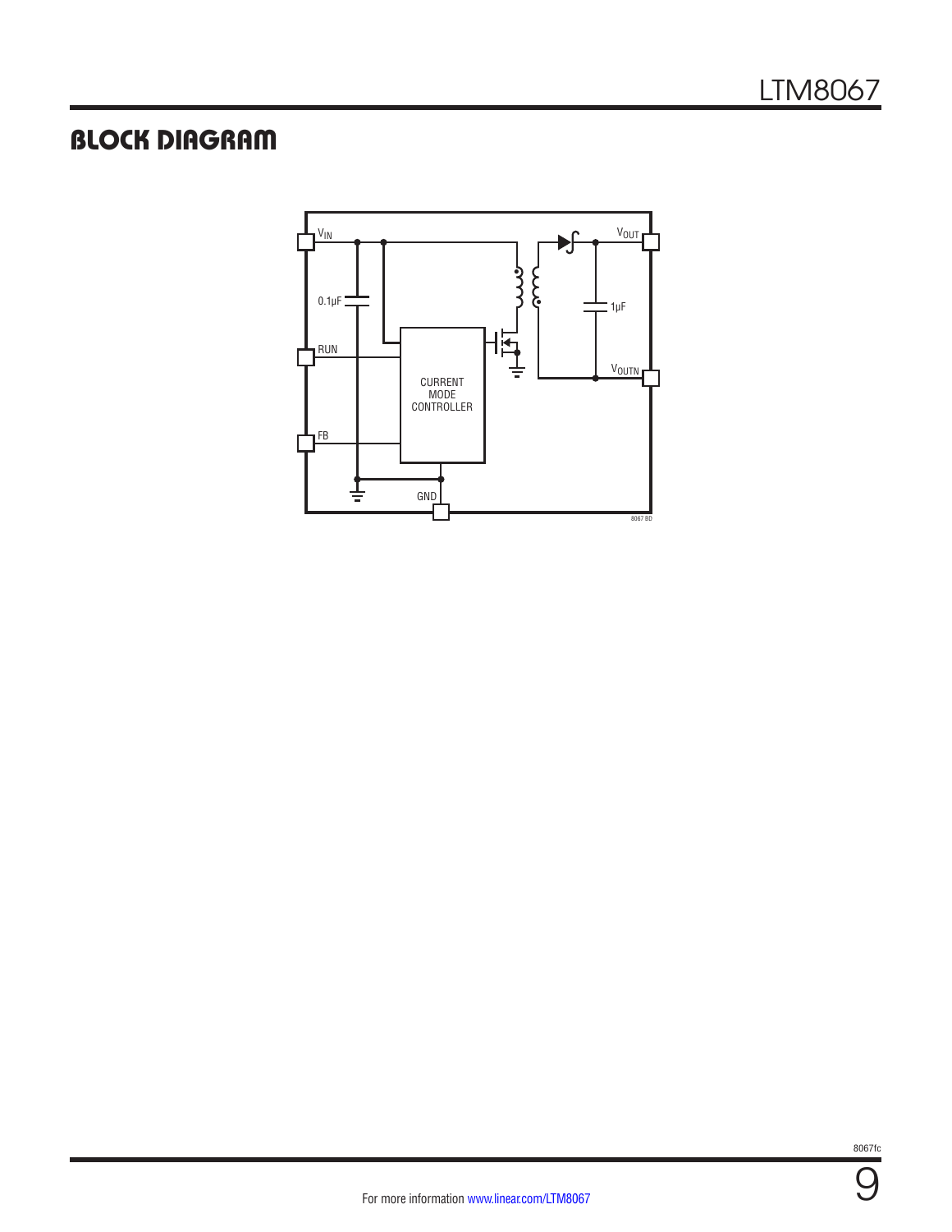## BLOCK DIAGRAM

$V_{IN}$

0.1µF

RUN

FB

CURRENT MODE CONTROLLER

GND

$V_{OUT}$

1µF

$V_{OUTN}$

8067 BD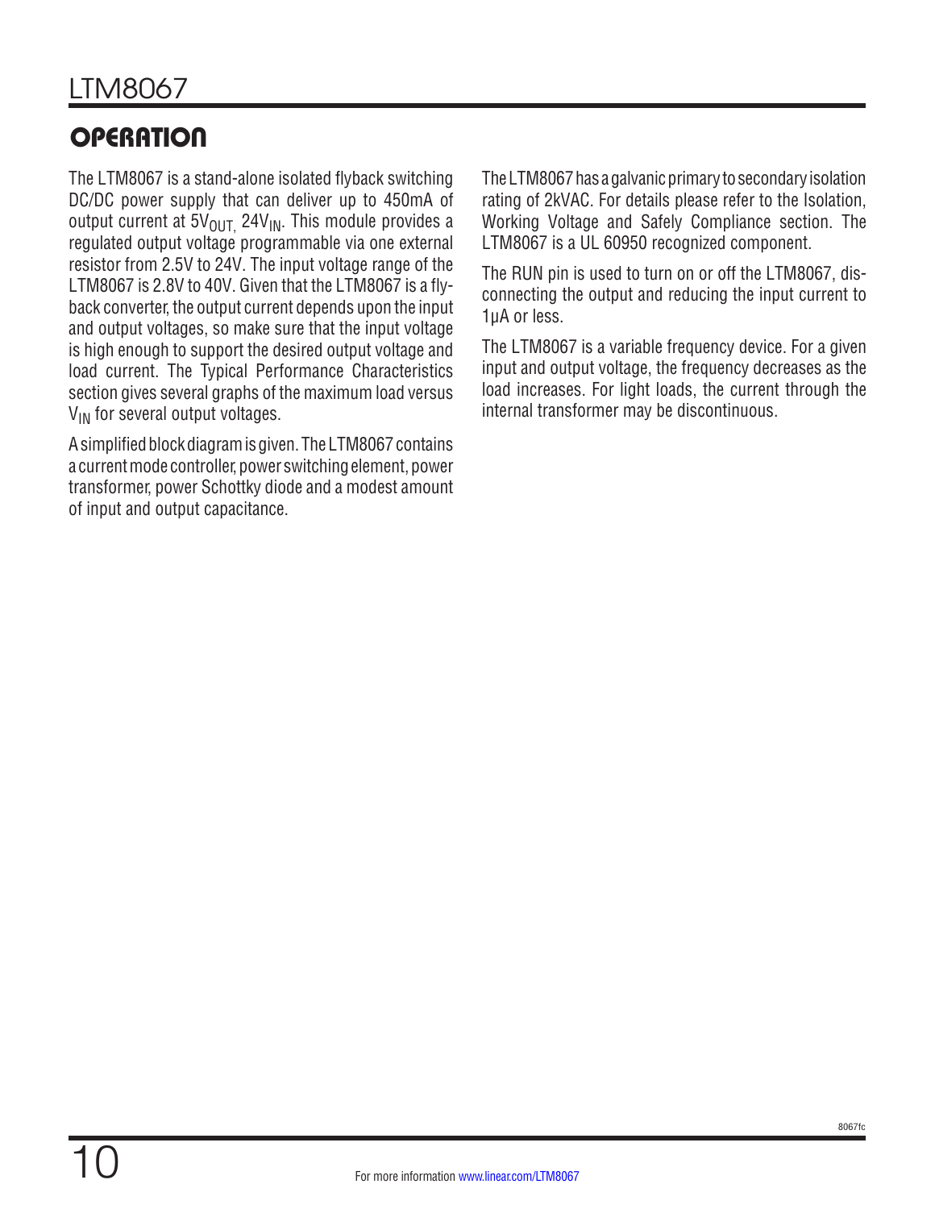# OPERATION

The LTM8067 is a stand-alone isolated flyback switching DC/DC power supply that can deliver up to 450mA of output current at $5V_{OUT}$, $24V_{IN}$. This module provides a regulated output voltage programmable via one external resistor from 2.5V to 24V. The input voltage range of the LTM8067 is 2.8V to 40V. Given that the LTM8067 is a flyback converter, the output current depends upon the input and output voltages, so make sure that the input voltage is high enough to support the desired output voltage and load current. The Typical Performance Characteristics section gives several graphs of the maximum load versus $V_{IN}$ for several output voltages.

A simplified block diagram is given. The LTM8067 contains a current mode controller, power switching element, power transformer, power Schottky diode and a modest amount of input and output capacitance.

The LTM8067 has a galvanic primary to secondary isolation rating of 2kVAC. For details please refer to the Isolation, Working Voltage and Safely Compliance section. The LTM8067 is a UL 60950 recognized component.

The RUN pin is used to turn on or off the LTM8067, disconnecting the output and reducing the input current to 1μA or less.

The LTM8067 is a variable frequency device. For a given input and output voltage, the frequency decreases as the load increases. For light loads, the current through the internal transformer may be discontinuous.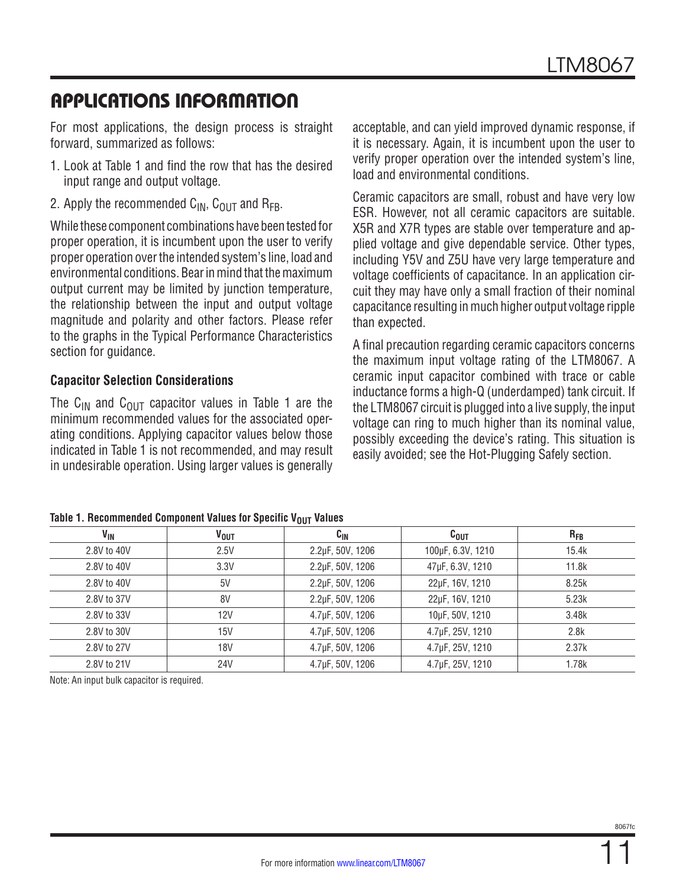## APPLICATIONS INFORMATION

For most applications, the design process is straight forward, summarized as follows:

1. Look at Table 1 and find the row that has the desired input range and output voltage.
2. Apply the recommended $C_{IN}$, $C_{OUT}$ and $R_{FB}$.

While these component combinations have been tested for proper operation, it is incumbent upon the user to verify proper operation over the intended system's line, load and environmental conditions. Bear in mind that the maximum output current may be limited by junction temperature, the relationship between the input and output voltage magnitude and polarity and other factors. Please refer to the graphs in the Typical Performance Characteristics section for guidance.

### Capacitor Selection Considerations

The $C_{IN}$ and $C_{OUT}$ capacitor values in Table 1 are the minimum recommended values for the associated operating conditions. Applying capacitor values below those indicated in Table 1 is not recommended, and may result in undesirable operation. Using larger values is generally acceptable, and can yield improved dynamic response, if it is necessary. Again, it is incumbent upon the user to verify proper operation over the intended system's line, load and environmental conditions.

Ceramic capacitors are small, robust and have very low ESR. However, not all ceramic capacitors are suitable. X5R and X7R types are stable over temperature and applied voltage and give dependable service. Other types, including Y5V and Z5U have very large temperature and voltage coefficients of capacitance. In an application circuit they may have only a small fraction of their nominal capacitance resulting in much higher output voltage ripple than expected.

A final precaution regarding ceramic capacitors concerns the maximum input voltage rating of the LTM8067. A ceramic input capacitor combined with trace or cable inductance forms a high-Q (underdamped) tank circuit. If the LTM8067 circuit is plugged into a live supply, the input voltage can ring to much higher than its nominal value, possibly exceeding the device's rating. This situation is easily avoided; see the Hot-Plugging Safely section.

**Table 1. Recommended Component Values for Specific $V_{OUT}$ Values**

| $V_{IN}$ | $V_{OUT}$ | $C_{IN}$ | $C_{OUT}$ | $R_{FB}$ |
|---|---|---|---|---|
| 2.8V to 40V | 2.5V | 2.2µF, 50V, 1206 | 100µF, 6.3V, 1210 | 15.4k |
| 2.8V to 40V | 3.3V | 2.2µF, 50V, 1206 | 47µF, 6.3V, 1210 | 11.8k |
| 2.8V to 40V | 5V | 2.2µF, 50V, 1206 | 22µF, 16V, 1210 | 8.25k |
| 2.8V to 37V | 8V | 2.2µF, 50V, 1206 | 22µF, 16V, 1210 | 5.23k |
| 2.8V to 33V | 12V | 4.7µF, 50V, 1206 | 10µF, 50V, 1210 | 3.48k |
| 2.8V to 30V | 15V | 4.7µF, 50V, 1206 | 4.7µF, 25V, 1210 | 2.8k |
| 2.8V to 27V | 18V | 4.7µF, 50V, 1206 | 4.7µF, 25V, 1210 | 2.37k |
| 2.8V to 21V | 24V | 4.7µF, 50V, 1206 | 4.7µF, 25V, 1210 | 1.78k |

Note: An input bulk capacitor is required.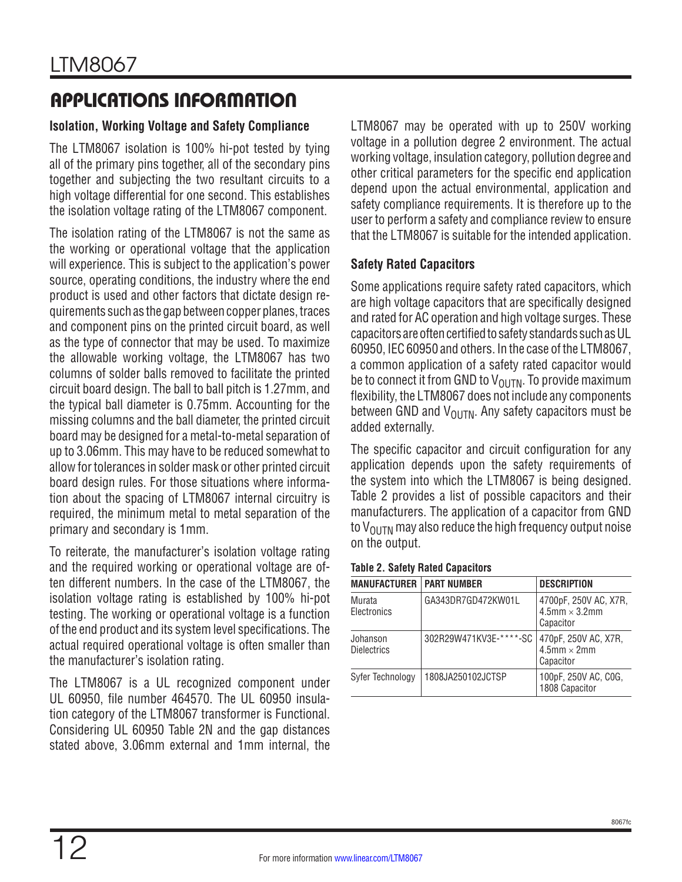## APPLICATIONS INFORMATION

### Isolation, Working Voltage and Safety Compliance

The LTM8067 isolation is 100% hi-pot tested by tying all of the primary pins together, all of the secondary pins together and subjecting the two resultant circuits to a high voltage differential for one second. This establishes the isolation voltage rating of the LTM8067 component.

The isolation rating of the LTM8067 is not the same as the working or operational voltage that the application will experience. This is subject to the application's power source, operating conditions, the industry where the end product is used and other factors that dictate design requirements such as the gap between copper planes, traces and component pins on the printed circuit board, as well as the type of connector that may be used. To maximize the allowable working voltage, the LTM8067 has two columns of solder balls removed to facilitate the printed circuit board design. The ball to ball pitch is 1.27mm, and the typical ball diameter is 0.75mm. Accounting for the missing columns and the ball diameter, the printed circuit board may be designed for a metal-to-metal separation of up to 3.06mm. This may have to be reduced somewhat to allow for tolerances in solder mask or other printed circuit board design rules. For those situations where information about the spacing of LTM8067 internal circuitry is required, the minimum metal to metal separation of the primary and secondary is 1mm.

To reiterate, the manufacturer's isolation voltage rating and the required working or operational voltage are often different numbers. In the case of the LTM8067, the isolation voltage rating is established by 100% hi-pot testing. The working or operational voltage is a function of the end product and its system level specifications. The actual required operational voltage is often smaller than the manufacturer's isolation rating.

The LTM8067 is a UL recognized component under UL 60950, file number 464570. The UL 60950 insulation category of the LTM8067 transformer is Functional. Considering UL 60950 Table 2N and the gap distances stated above, 3.06mm external and 1mm internal, the LTM8067 may be operated with up to 250V working voltage in a pollution degree 2 environment. The actual working voltage, insulation category, pollution degree and other critical parameters for the specific end application depend upon the actual environmental, application and safety compliance requirements. It is therefore up to the user to perform a safety and compliance review to ensure that the LTM8067 is suitable for the intended application.

### Safety Rated Capacitors

Some applications require safety rated capacitors, which are high voltage capacitors that are specifically designed and rated for AC operation and high voltage surges. These capacitors are often certified to safety standards such as UL 60950, IEC 60950 and others. In the case of the LTM8067, a common application of a safety rated capacitor would be to connect it from GND to $V_{OUTN}$. To provide maximum flexibility, the LTM8067 does not include any components between GND and $V_{OUTN}$. Any safety capacitors must be added externally.

The specific capacitor and circuit configuration for any application depends upon the safety requirements of the system into which the LTM8067 is being designed. Table 2 provides a list of possible capacitors and their manufacturers. The application of a capacitor from GND to $V_{OUTN}$ may also reduce the high frequency output noise on the output.

**Table 2. Safety Rated Capacitors**

| MANUFACTURER | PART NUMBER | DESCRIPTION |
|---|---|---|
| Murata Electronics | GA343DR7GD472KW01L | 4700pF, 250V AC, X7R, 4.5mm × 3.2mm Capacitor |
| Johanson Dielectrics | 302R29W471KV3E-****-SC | 470pF, 250V AC, X7R, 4.5mm × 2mm Capacitor |
| Syfer Technology | 1808JA250102JCTSP | 100pF, 250V AC, C0G, 1808 Capacitor |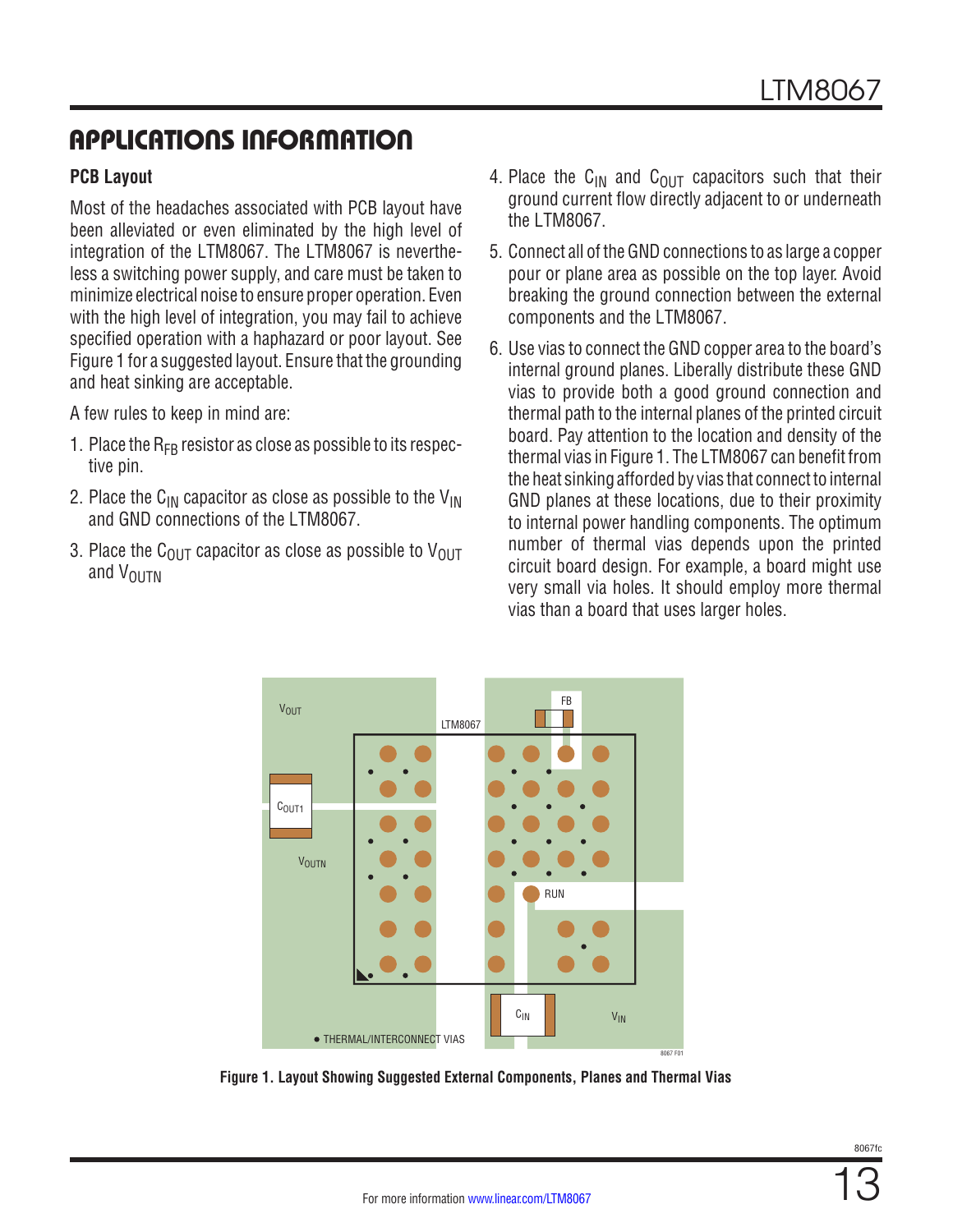## APPLICATIONS INFORMATION

### PCB Layout

Most of the headaches associated with PCB layout have been alleviated or even eliminated by the high level of integration of the LTM8067. The LTM8067 is nevertheless a switching power supply, and care must be taken to minimize electrical noise to ensure proper operation. Even with the high level of integration, you may fail to achieve specified operation with a haphazard or poor layout. See Figure 1 for a suggested layout. Ensure that the grounding and heat sinking are acceptable.

A few rules to keep in mind are:

1. Place the $R_{FB}$ resistor as close as possible to its respective pin.
2. Place the $C_{IN}$ capacitor as close as possible to the $V_{IN}$ and GND connections of the LTM8067.
3. Place the $C_{OUT}$ capacitor as close as possible to $V_{OUT}$ and $V_{OUTN}$
4. Place the $C_{IN}$ and $C_{OUT}$ capacitors such that their ground current flow directly adjacent to or underneath the LTM8067.
5. Connect all of the GND connections to as large a copper pour or plane area as possible on the top layer. Avoid breaking the ground connection between the external components and the LTM8067.
6. Use vias to connect the GND copper area to the board's internal ground planes. Liberally distribute these GND vias to provide both a good ground connection and thermal path to the internal planes of the printed circuit board. Pay attention to the location and density of the thermal vias in Figure 1. The LTM8067 can benefit from the heat sinking afforded by vias that connect to internal GND planes at these locations, due to their proximity to internal power handling components. The optimum number of thermal vias depends upon the printed circuit board design. For example, a board might use very small via holes. It should employ more thermal vias than a board that uses larger holes.

Figure 1. Layout Showing Suggested External Components, Planes and Thermal Vias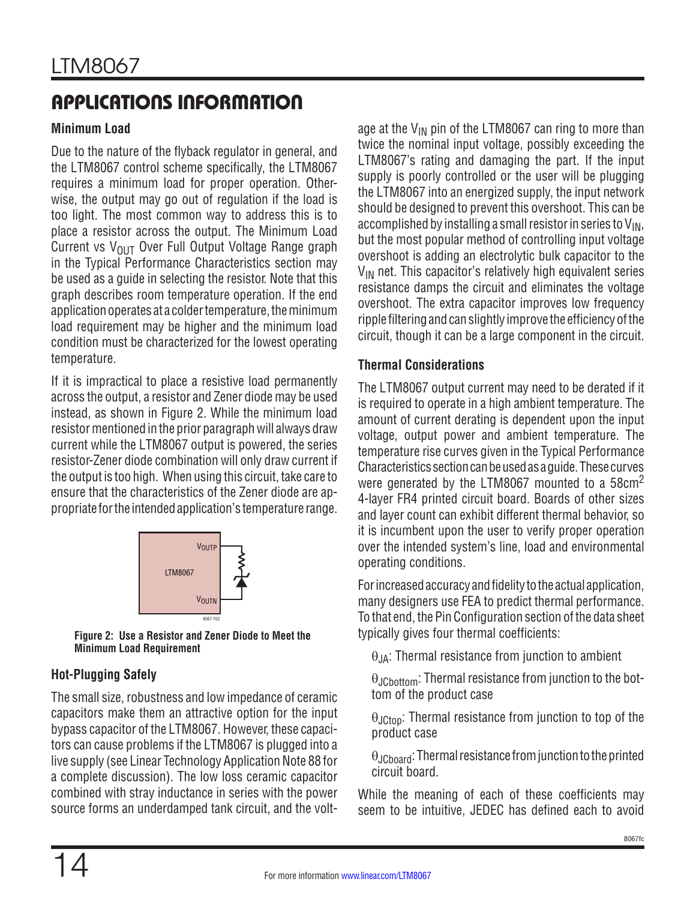## APPLICATIONS INFORMATION

### Minimum Load

Due to the nature of the flyback regulator in general, and the LTM8067 control scheme specifically, the LTM8067 requires a minimum load for proper operation. Otherwise, the output may go out of regulation if the load is too light. The most common way to address this is to place a resistor across the output. The Minimum Load Current vs $V_{OUT}$ Over Full Output Voltage Range graph in the Typical Performance Characteristics section may be used as a guide in selecting the resistor. Note that this graph describes room temperature operation. If the end application operates at a colder temperature, the minimum load requirement may be higher and the minimum load condition must be characterized for the lowest operating temperature.

If it is impractical to place a resistive load permanently across the output, a resistor and Zener diode may be used instead, as shown in Figure 2. While the minimum load resistor mentioned in the prior paragraph will always draw current while the LTM8067 output is powered, the series resistor-Zener diode combination will only draw current if the output is too high. When using this circuit, take care to ensure that the characteristics of the Zener diode are appropriate for the intended application's temperature range.

**Figure 2: Use a Resistor and Zener Diode to Meet the Minimum Load Requirement**

### Hot-Plugging Safely

The small size, robustness and low impedance of ceramic capacitors make them an attractive option for the input bypass capacitor of the LTM8067. However, these capacitors can cause problems if the LTM8067 is plugged into a live supply (see Linear Technology Application Note 88 for a complete discussion). The low loss ceramic capacitor combined with stray inductance in series with the power source forms an underdamped tank circuit, and the voltage at the $V_{IN}$ pin of the LTM8067 can ring to more than twice the nominal input voltage, possibly exceeding the LTM8067's rating and damaging the part. If the input supply is poorly controlled or the user will be plugging the LTM8067 into an energized supply, the input network should be designed to prevent this overshoot. This can be accomplished by installing a small resistor in series to $V_{IN}$, but the most popular method of controlling input voltage overshoot is adding an electrolytic bulk capacitor to the $V_{IN}$ net. This capacitor's relatively high equivalent series resistance damps the circuit and eliminates the voltage overshoot. The extra capacitor improves low frequency ripple filtering and can slightly improve the efficiency of the circuit, though it can be a large component in the circuit.

### Thermal Considerations

The LTM8067 output current may need to be derated if it is required to operate in a high ambient temperature. The amount of current derating is dependent upon the input voltage, output power and ambient temperature. The temperature rise curves given in the Typical Performance Characteristics section can be used as a guide. These curves were generated by the LTM8067 mounted to a 58cm$^2$ 4-layer FR4 printed circuit board. Boards of other sizes and layer count can exhibit different thermal behavior, so it is incumbent upon the user to verify proper operation over the intended system's line, load and environmental operating conditions.

For increased accuracy and fidelity to the actual application, many designers use FEA to predict thermal performance. To that end, the Pin Configuration section of the data sheet typically gives four thermal coefficients:

$\theta_{JA}$: Thermal resistance from junction to ambient

$\theta_{JCbottom}$: Thermal resistance from junction to the bottom of the product case

$\theta_{JCtop}$: Thermal resistance from junction to top of the product case

$\theta_{JCboard}$: Thermal resistance from junction to the printed circuit board.

While the meaning of each of these coefficients may seem to be intuitive, JEDEC has defined each to avoid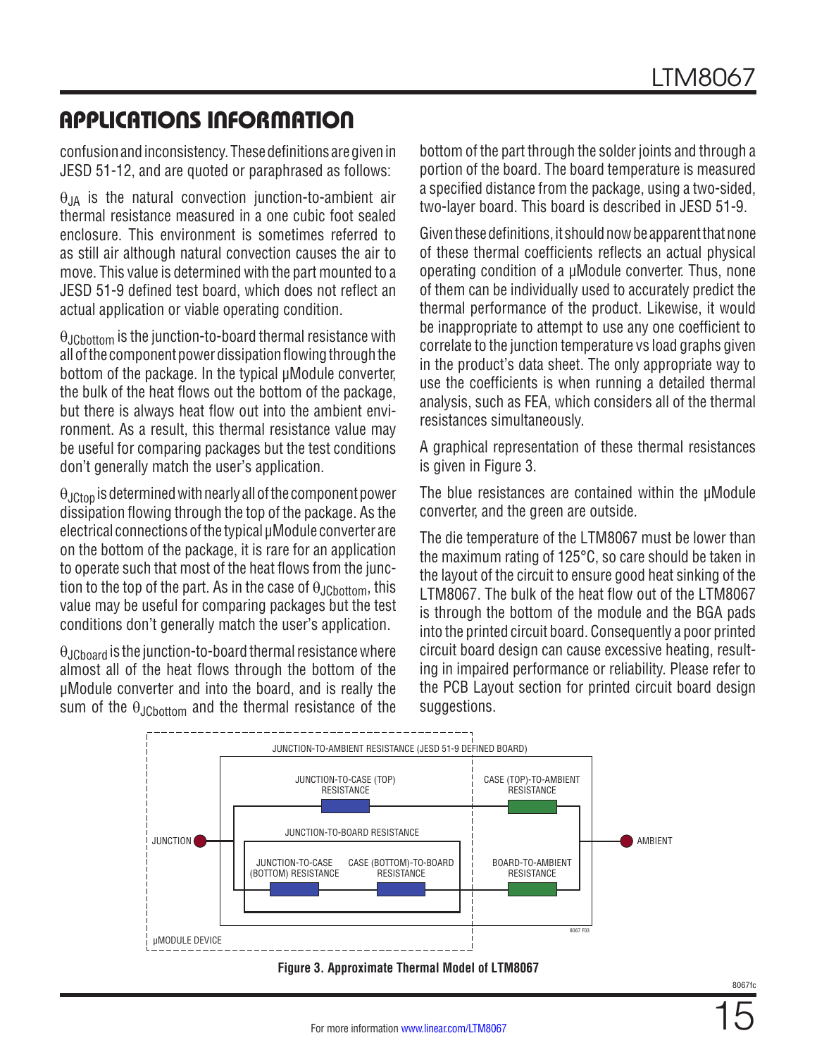## APPLICATIONS INFORMATION

confusion and inconsistency. These definitions are given in JESD 51-12, and are quoted or paraphrased as follows:

$\theta_{JA}$ is the natural convection junction-to-ambient air thermal resistance measured in a one cubic foot sealed enclosure. This environment is sometimes referred to as still air although natural convection causes the air to move. This value is determined with the part mounted to a JESD 51-9 defined test board, which does not reflect an actual application or viable operating condition.

$\theta_{JCbottom}$ is the junction-to-board thermal resistance with all of the component power dissipation flowing through the bottom of the package. In the typical µModule converter, the bulk of the heat flows out the bottom of the package, but there is always heat flow out into the ambient environment. As a result, this thermal resistance value may be useful for comparing packages but the test conditions don't generally match the user's application.

$\theta_{JCtop}$ is determined with nearly all of the component power dissipation flowing through the top of the package. As the electrical connections of the typical µModule converter are on the bottom of the package, it is rare for an application to operate such that most of the heat flows from the junction to the top of the part. As in the case of $\theta_{JCbottom}$, this value may be useful for comparing packages but the test conditions don't generally match the user's application.

$\theta_{JCboard}$ is the junction-to-board thermal resistance where almost all of the heat flows through the bottom of the µModule converter and into the board, and is really the sum of the $\theta_{JCbottom}$ and the thermal resistance of the bottom of the part through the solder joints and through a portion of the board. The board temperature is measured a specified distance from the package, using a two-sided, two-layer board. This board is described in JESD 51-9.

Given these definitions, it should now be apparent that none of these thermal coefficients reflects an actual physical operating condition of a µModule converter. Thus, none of them can be individually used to accurately predict the thermal performance of the product. Likewise, it would be inappropriate to attempt to use any one coefficient to correlate to the junction temperature vs load graphs given in the product's data sheet. The only appropriate way to use the coefficients is when running a detailed thermal analysis, such as FEA, which considers all of the thermal resistances simultaneously.

A graphical representation of these thermal resistances is given in Figure 3.

The blue resistances are contained within the µModule converter, and the green are outside.

The die temperature of the LTM8067 must be lower than the maximum rating of 125°C, so care should be taken in the layout of the circuit to ensure good heat sinking of the LTM8067. The bulk of the heat flow out of the LTM8067 is through the bottom of the module and the BGA pads into the printed circuit board. Consequently a poor printed circuit board design can cause excessive heating, resulting in impaired performance or reliability. Please refer to the PCB Layout section for printed circuit board design suggestions.

JUNCTION-TO-AMBIENT RESISTANCE (JESD 51-9 DEFINED BOARD)

JUNCTION-TO-CASE (TOP) RESISTANCE — CASE (TOP)-TO-AMBIENT RESISTANCE

JUNCTION — AMBIENT

JUNCTION-TO-BOARD RESISTANCE

JUNCTION-TO-CASE (BOTTOM) RESISTANCE — CASE (BOTTOM)-TO-BOARD RESISTANCE — BOARD-TO-AMBIENT RESISTANCE

µMODULE DEVICE

8067 F03

**Figure 3. Approximate Thermal Model of LTM8067**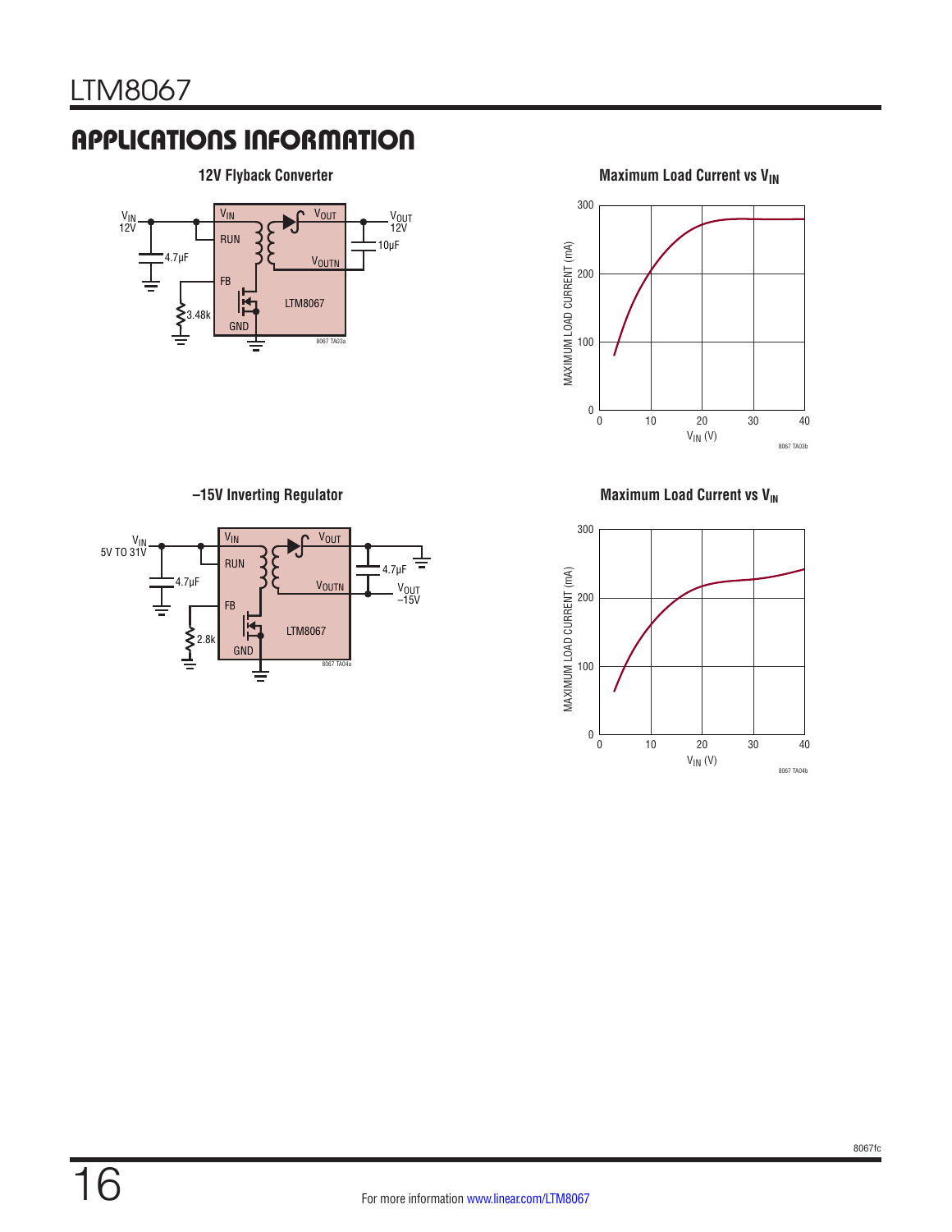## APPLICATIONS INFORMATION

**12V Flyback Converter**

$V_{IN}$ 12V, RUN, FB, GND, $V_{OUT}$, $V_{OUTN}$, LTM8067, 4.7µF, 10µF, 3.48k, $V_{OUT}$ 12V

8067 TA03a

**Maximum Load Current vs $V_{IN}$**

MAXIMUM LOAD CURRENT (mA) vs $V_{IN}$ (V)

8067 TA03b

**–15V Inverting Regulator**

$V_{IN}$ 5V TO 31V, RUN, FB, GND, $V_{OUT}$, $V_{OUTN}$, LTM8067, 4.7µF, 4.7µF, 2.8k, $V_{OUT}$ –15V

8067 TA04a

**Maximum Load Current vs $V_{IN}$**

MAXIMUM LOAD CURRENT (mA) vs $V_{IN}$ (V)

8067 TA04b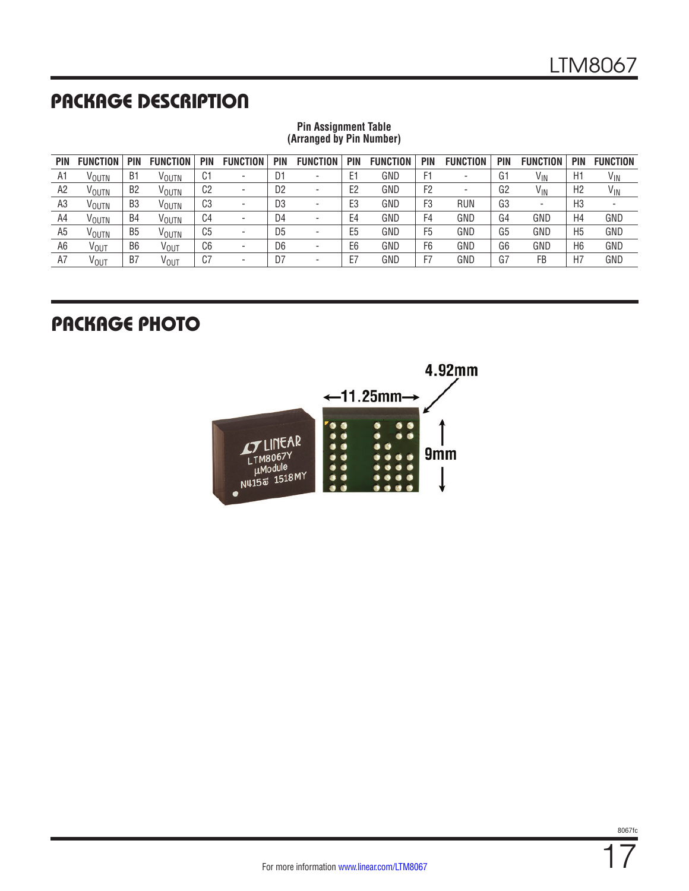## PACKAGE DESCRIPTION

**Pin Assignment Table
(Arranged by Pin Number)**

| PIN | FUNCTION | PIN | FUNCTION | PIN | FUNCTION | PIN | FUNCTION | PIN | FUNCTION | PIN | FUNCTION | PIN | FUNCTION | PIN | FUNCTION |
|---|---|---|---|---|---|---|---|---|---|---|---|---|---|---|---|
| A1 | $V_{OUTN}$ | B1 | $V_{OUTN}$ | C1 | - | D1 | - | E1 | GND | F1 | - | G1 | $V_{IN}$ | H1 | $V_{IN}$ |
| A2 | $V_{OUTN}$ | B2 | $V_{OUTN}$ | C2 | - | D2 | - | E2 | GND | F2 | - | G2 | $V_{IN}$ | H2 | $V_{IN}$ |
| A3 | $V_{OUTN}$ | B3 | $V_{OUTN}$ | C3 | - | D3 | - | E3 | GND | F3 | RUN | G3 | - | H3 | - |
| A4 | $V_{OUTN}$ | B4 | $V_{OUTN}$ | C4 | - | D4 | - | E4 | GND | F4 | GND | G4 | GND | H4 | GND |
| A5 | $V_{OUTN}$ | B5 | $V_{OUTN}$ | C5 | - | D5 | - | E5 | GND | F5 | GND | G5 | GND | H5 | GND |
| A6 | $V_{OUT}$ | B6 | $V_{OUT}$ | C6 | - | D6 | - | E6 | GND | F6 | GND | G6 | GND | H6 | GND |
| A7 | $V_{OUT}$ | B7 | $V_{OUT}$ | C7 | - | D7 | - | E7 | GND | F7 | GND | G7 | FB | H7 | GND |

## PACKAGE PHOTO

4.92mm

11.25mm

9mm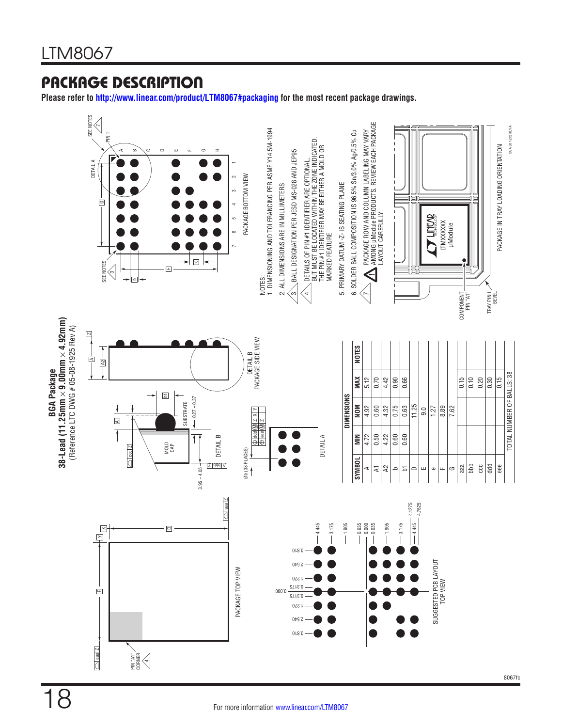## PACKAGE DESCRIPTION

**Please refer to http://www.linear.com/product/LTM8067#packaging for the most recent package drawings.**

**BGA Package**
**38-Lead (11.25mm × 9.00mm × 4.92mm)**
(Reference LTC DWG # 05-08-1925 Rev A)

| SYMBOL | MIN | NOM | MAX | NOTES |
|---|---|---|---|---|
| | DIMENSIONS | | | |
| A | 4.72 | 4.92 | 5.12 | |
| A1 | 0.50 | 0.60 | 0.70 | |
| A2 | 4.22 | 4.32 | 4.42 | |
| b | 0.60 | 0.75 | 0.90 | |
| b1 | 0.60 | 0.63 | 0.66 | |
| D | | 11.25 | | |
| E | | 9.0 | | |
| e | | 1.27 | | |
| F | | 8.89 | | |
| G | | 7.62 | | |
| aaa | | | 0.15 | |
| bbb | | | 0.10 | |
| ccc | | | 0.20 | |
| ddd | | | 0.30 | |
| eee | | | 0.15 | |

TOTAL NUMBER OF BALLS: 38

PACKAGE TOP VIEW

PACKAGE SIDE VIEW

PACKAGE BOTTOM VIEW

DETAIL A

DETAIL B

SUGGESTED PCB LAYOUT TOP VIEW

PACKAGE IN TRAY LOADING ORIENTATION

NOTES:

1. DIMENSIONING AND TOLERANCING PER ASME Y14.5M-1994
2. ALL DIMENSIONS ARE IN MILLIMETERS
3. BALL DESIGNATION PER JESD MS-028 AND JEP95
4. DETAILS OF PIN #1 IDENTIFIER ARE OPTIONAL, BUT MUST BE LOCATED WITHIN THE ZONE INDICATED. THE PIN #1 IDENTIFIER MAY BE EITHER A MOLD OR MARKED FEATURE
5. PRIMARY DATUM -Z- IS SEATING PLANE
6. SOLDER BALL COMPOSITION IS 96.5% Sn/3.0% Ag/0.5% Cu
7. PACKAGE ROW AND COLUMN LABELING MAY VARY AMONG µModule PRODUCTS. REVIEW EACH PACKAGE LAYOUT CAREFULLY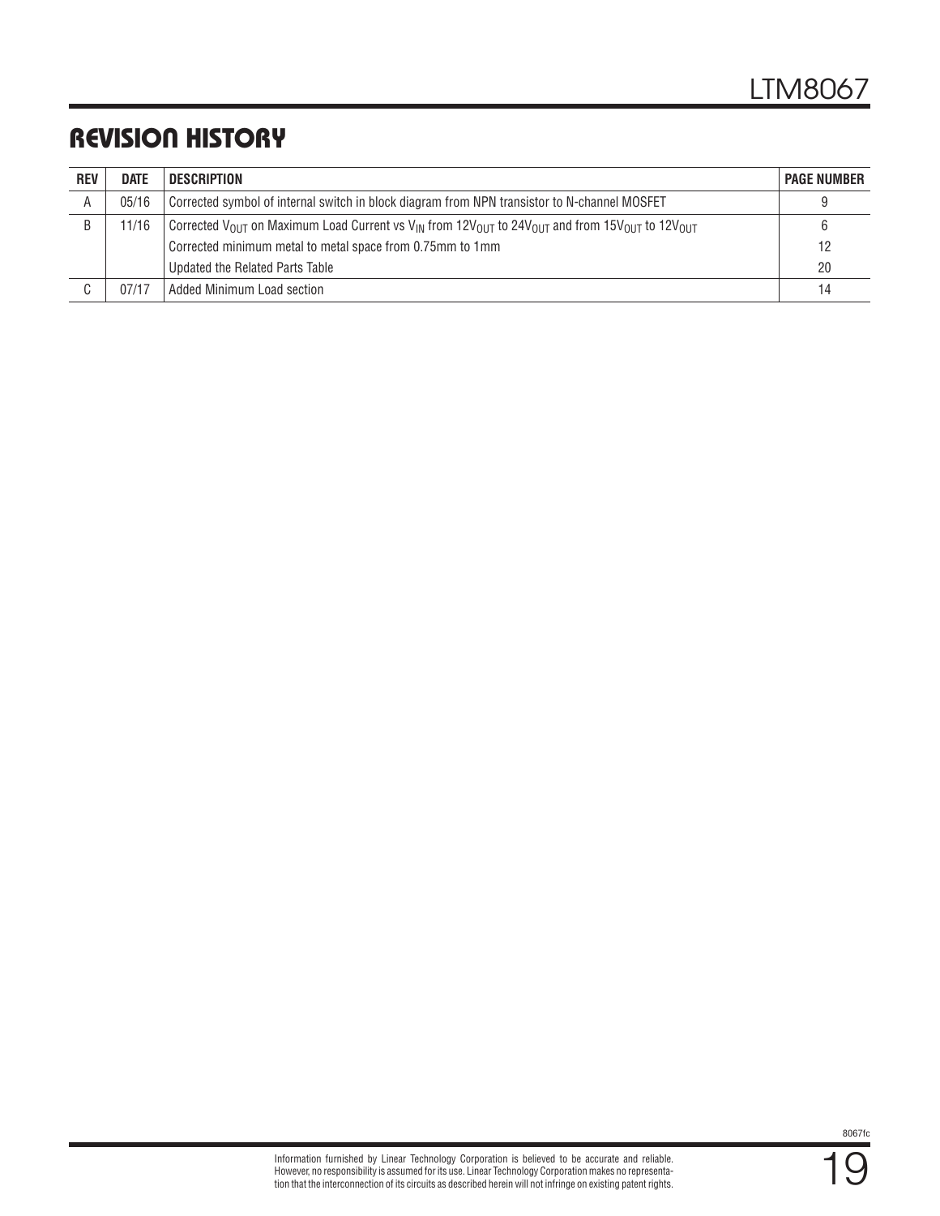# REVISION HISTORY

| REV | DATE | DESCRIPTION | PAGE NUMBER |
|---|---|---|---|
| A | 05/16 | Corrected symbol of internal switch in block diagram from NPN transistor to N-channel MOSFET | 9 |
| B | 11/16 | Corrected $V_{OUT}$ on Maximum Load Current vs $V_{IN}$ from $12V_{OUT}$ to $24V_{OUT}$ and from $15V_{OUT}$ to $12V_{OUT}$ | 6 |
| | | Corrected minimum metal to metal space from 0.75mm to 1mm | 12 |
| | | Updated the Related Parts Table | 20 |
| C | 07/17 | Added Minimum Load section | 14 |

Information furnished by Linear Technology Corporation is believed to be accurate and reliable. However, no responsibility is assumed for its use. Linear Technology Corporation makes no representation that the interconnection of its circuits as described herein will not infringe on existing patent rights.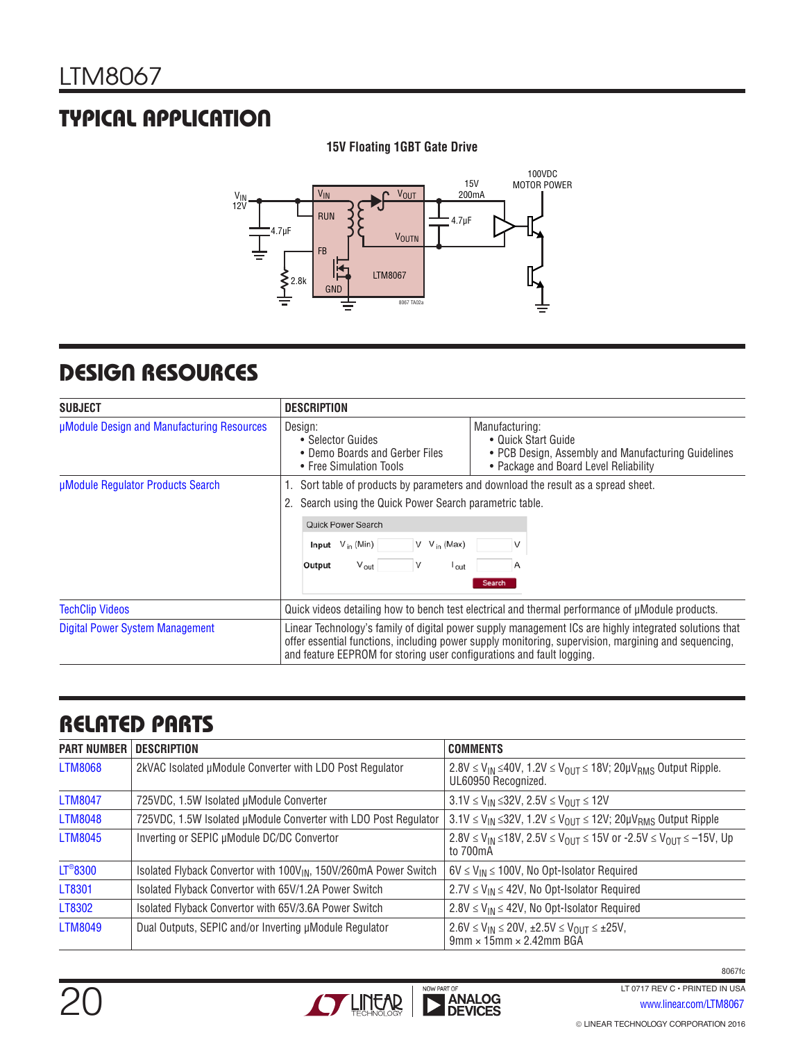## TYPICAL APPLICATION

**15V Floating 1GBT Gate Drive**

$V_{IN}$
12V
4.7µF
2.8k
$V_{IN}$
RUN
FB
GND
$V_{OUT}$
$V_{OUTN}$
LTM8067
15V
200mA
4.7µF
100VDC
MOTOR POWER
8067 TA02a

## DESIGN RESOURCES

| SUBJECT | DESCRIPTION | |
|---|---|---|
| µModule Design and Manufacturing Resources | Design:<br>• Selector Guides<br>• Demo Boards and Gerber Files<br>• Free Simulation Tools | Manufacturing:<br>• Quick Start Guide<br>• PCB Design, Assembly and Manufacturing Guidelines<br>• Package and Board Level Reliability |
| µModule Regulator Products Search | 1. Sort table of products by parameters and download the result as a spread sheet.<br>2. Search using the Quick Power Search parametric table.<br>Quick Power Search<br>Input $V_{in}$ (Min) V $V_{in}$ (Max) V<br>Output $V_{out}$ V $I_{out}$ A<br>Search | |
| TechClip Videos | Quick videos detailing how to bench test electrical and thermal performance of µModule products. | |
| Digital Power System Management | Linear Technology's family of digital power supply management ICs are highly integrated solutions that offer essential functions, including power supply monitoring, supervision, margining and sequencing, and feature EEPROM for storing user configurations and fault logging. | |

## RELATED PARTS

| PART NUMBER | DESCRIPTION | COMMENTS |
|---|---|---|
| LTM8068 | 2kVAC Isolated µModule Converter with LDO Post Regulator | 2.8V ≤ $V_{IN}$ ≤40V, 1.2V ≤ $V_{OUT}$ ≤ 18V; 20µ$V_{RMS}$ Output Ripple. UL60950 Recognized. |
| LTM8047 | 725VDC, 1.5W Isolated µModule Converter | 3.1V ≤ $V_{IN}$ ≤32V, 2.5V ≤ $V_{OUT}$ ≤ 12V |
| LTM8048 | 725VDC, 1.5W Isolated µModule Converter with LDO Post Regulator | 3.1V ≤ $V_{IN}$ ≤32V, 1.2V ≤ $V_{OUT}$ ≤ 12V; 20µ$V_{RMS}$ Output Ripple |
| LTM8045 | Inverting or SEPIC µModule DC/DC Convertor | 2.8V ≤ $V_{IN}$ ≤18V, 2.5V ≤ $V_{OUT}$ ≤ 15V or -2.5V ≤ $V_{OUT}$ ≤ –15V, Up to 700mA |
| LT®8300 | Isolated Flyback Convertor with 100$V_{IN}$, 150V/260mA Power Switch | 6V ≤ $V_{IN}$ ≤ 100V, No Opt-Isolator Required |
| LT8301 | Isolated Flyback Convertor with 65V/1.2A Power Switch | 2.7V ≤ $V_{IN}$ ≤ 42V, No Opt-Isolator Required |
| LT8302 | Isolated Flyback Convertor with 65V/3.6A Power Switch | 2.8V ≤ $V_{IN}$ ≤ 42V, No Opt-Isolator Required |
| LTM8049 | Dual Outputs, SEPIC and/or Inverting µModule Regulator | 2.6V ≤ $V_{IN}$ ≤ 20V, ±2.5V ≤ $V_{OUT}$ ≤ ±25V, 9mm × 15mm × 2.42mm BGA |

LT 0717 REV C • PRINTED IN USA
www.linear.com/LTM8067
© LINEAR TECHNOLOGY CORPORATION 2016